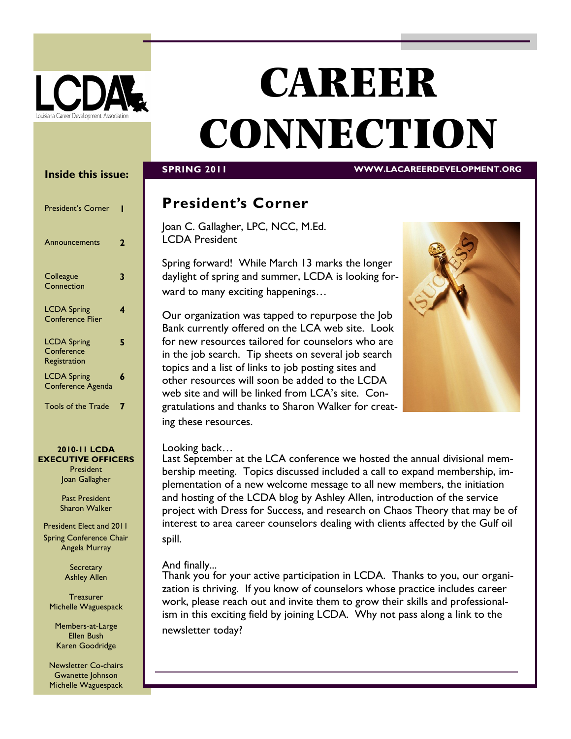LCDA

Louisiana Career Development Association

# CAREER CONNECTION

**SPRING 2011** **WWW.LACAREERDEVELOPMENT.ORG**

**Inside this issue:**

| | |
|---|---|
| President's Corner | 1 |
| Announcements | 2 |
| Colleague Connection | 3 |
| LCDA Spring Conference Flier | 4 |
| LCDA Spring Conference Registration | 5 |
| LCDA Spring Conference Agenda | 6 |
| Tools of the Trade | 7 |

**2010-11 LCDA EXECUTIVE OFFICERS**

President
Joan Gallagher

Past President
Sharon Walker

President Elect and 2011 Spring Conference Chair
Angela Murray

Secretary
Ashley Allen

Treasurer
Michelle Waguespack

Members-at-Large
Ellen Bush
Karen Goodridge

Newsletter Co-chairs
Gwanette Johnson
Michelle Waguespack

## President's Corner

Joan C. Gallagher, LPC, NCC, M.Ed.
LCDA President

Spring forward! While March 13 marks the longer daylight of spring and summer, LCDA is looking forward to many exciting happenings…

Our organization was tapped to repurpose the Job Bank currently offered on the LCA web site. Look for new resources tailored for counselors who are in the job search. Tip sheets on several job search topics and a list of links to job posting sites and other resources will soon be added to the LCDA web site and will be linked from LCA's site. Congratulations and thanks to Sharon Walker for creating these resources.

Looking back…
Last September at the LCA conference we hosted the annual divisional membership meeting. Topics discussed included a call to expand membership, implementation of a new welcome message to all new members, the initiation and hosting of the LCDA blog by Ashley Allen, introduction of the service project with Dress for Success, and research on Chaos Theory that may be of interest to area career counselors dealing with clients affected by the Gulf oil spill.

And finally...
Thank you for your active participation in LCDA. Thanks to you, our organization is thriving. If you know of counselors whose practice includes career work, please reach out and invite them to grow their skills and professionalism in this exciting field by joining LCDA. Why not pass along a link to the newsletter today?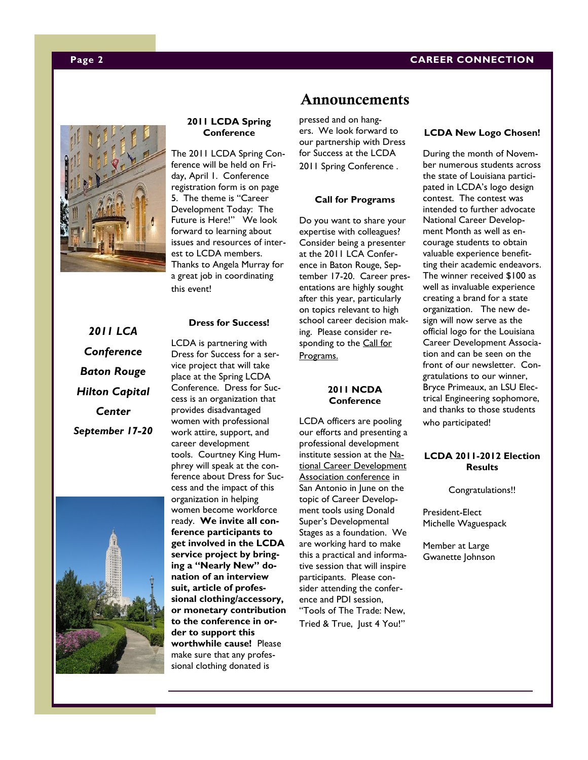# Announcements

*2011 LCA Conference*
*Baton Rouge*
*Hilton Capital Center*
*September 17-20*

### 2011 LCDA Spring Conference

The 2011 LCDA Spring Conference will be held on Friday, April 1. Conference registration form is on page 5. The theme is "Career Development Today: The Future is Here!" We look forward to learning about issues and resources of interest to LCDA members. Thanks to Angela Murray for a great job in coordinating this event!

### Dress for Success!

LCDA is partnering with Dress for Success for a service project that will take place at the Spring LCDA Conference. Dress for Success is an organization that provides disadvantaged women with professional work attire, support, and career development tools. Courtney King Humphrey will speak at the conference about Dress for Success and the impact of this organization in helping women become workforce ready. **We invite all conference participants to get involved in the LCDA service project by bringing a "Nearly New" donation of an interview suit, article of professional clothing/accessory, or monetary contribution to the conference in order to support this worthwhile cause!** Please make sure that any professional clothing donated is pressed and on hangers. We look forward to our partnership with Dress for Success at the LCDA 2011 Spring Conference .

### Call for Programs

Do you want to share your expertise with colleagues? Consider being a presenter at the 2011 LCA Conference in Baton Rouge, September 17-20. Career presentations are highly sought after this year, particularly on topics relevant to high school career decision making. Please consider responding to the Call for Programs.

### 2011 NCDA Conference

LCDA officers are pooling our efforts and presenting a professional development institute session at the National Career Development Association conference in San Antonio in June on the topic of Career Development tools using Donald Super's Developmental Stages as a foundation. We are working hard to make this a practical and informative session that will inspire participants. Please consider attending the conference and PDI session, "Tools of The Trade: New, Tried & True, Just 4 You!"

### LCDA New Logo Chosen!

During the month of November numerous students across the state of Louisiana participated in LCDA's logo design contest. The contest was intended to further advocate National Career Development Month as well as encourage students to obtain valuable experience benefitting their academic endeavors. The winner received $100 as well as invaluable experience creating a brand for a state organization. The new design will now serve as the official logo for the Louisiana Career Development Association and can be seen on the front of our newsletter. Congratulations to our winner, Bryce Primeaux, an LSU Electrical Engineering sophomore, and thanks to those students who participated!

### LCDA 2011-2012 Election Results

Congratulations!!

President-Elect
Michelle Waguespack

Member at Large
Gwanette Johnson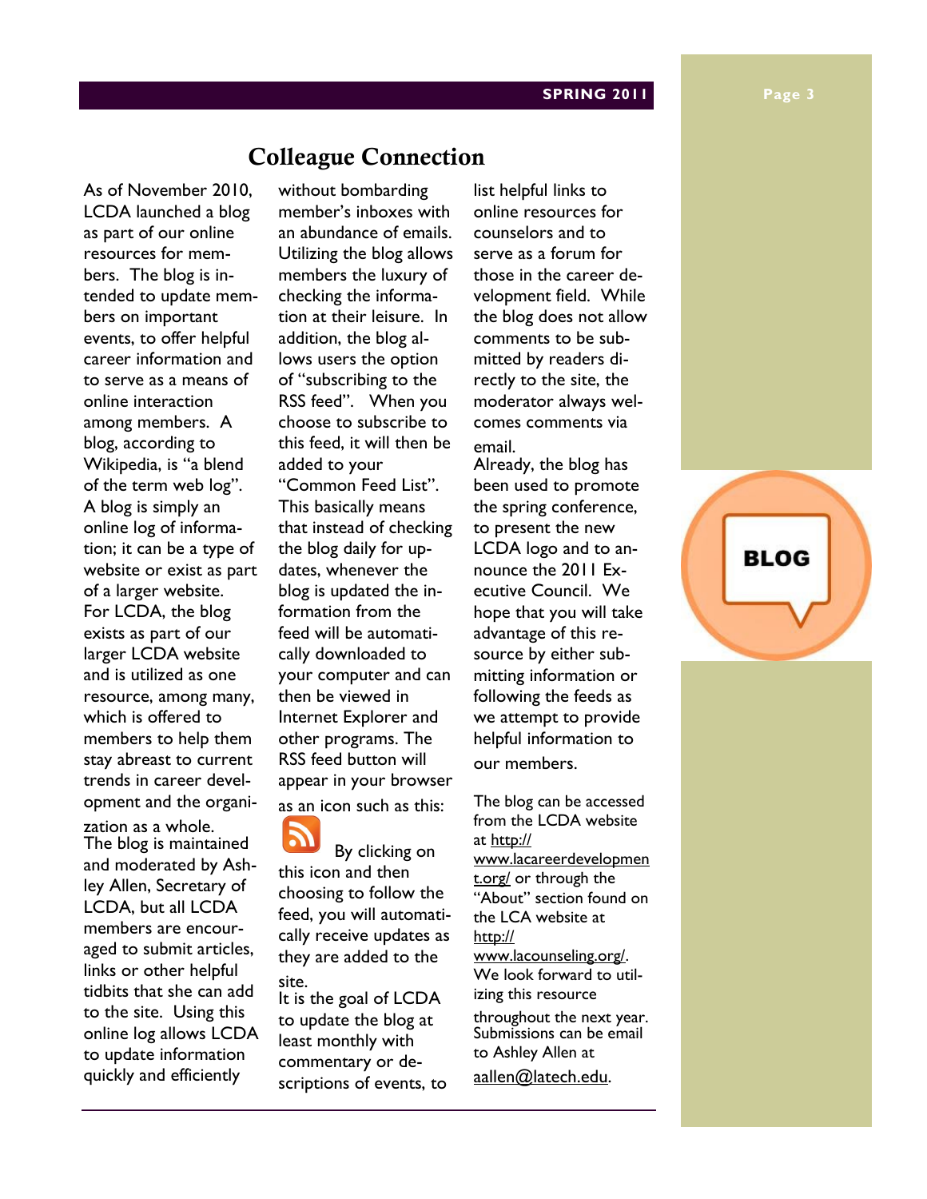## Colleague Connection

As of November 2010, LCDA launched a blog as part of our online resources for members. The blog is intended to update members on important events, to offer helpful career information and to serve as a means of online interaction among members. A blog, according to Wikipedia, is "a blend of the term web log". A blog is simply an online log of information; it can be a type of website or exist as part of a larger website. For LCDA, the blog exists as part of our larger LCDA website and is utilized as one resource, among many, which is offered to members to help them stay abreast to current trends in career development and the organization as a whole.

The blog is maintained and moderated by Ashley Allen, Secretary of LCDA, but all LCDA members are encouraged to submit articles, links or other helpful tidbits that she can add to the site. Using this online log allows LCDA to update information quickly and efficiently without bombarding member's inboxes with an abundance of emails. Utilizing the blog allows members the luxury of checking the information at their leisure. In addition, the blog allows users the option of "subscribing to the RSS feed". When you choose to subscribe to this feed, it will then be added to your "Common Feed List". This basically means that instead of checking the blog daily for updates, whenever the blog is updated the information from the feed will be automatically downloaded to your computer and can then be viewed in Internet Explorer and other programs. The RSS feed button will appear in your browser as an icon such as this: By clicking on this icon and then choosing to follow the feed, you will automatically receive updates as they are added to the site.

It is the goal of LCDA to update the blog at least monthly with commentary or descriptions of events, to list helpful links to online resources for counselors and to serve as a forum for those in the career development field. While the blog does not allow comments to be submitted by readers directly to the site, the moderator always welcomes comments via email.

Already, the blog has been used to promote the spring conference, to present the new LCDA logo and to announce the 2011 Executive Council. We hope that you will take advantage of this resource by either submitting information or following the feeds as we attempt to provide helpful information to our members.

The blog can be accessed from the LCDA website at http://www.lacareerdevelopment.org/ or through the "About" section found on the LCA website at http://www.lacounseling.org/. We look forward to utilizing this resource throughout the next year. Submissions can be email to Ashley Allen at aallen@latech.edu.

BLOG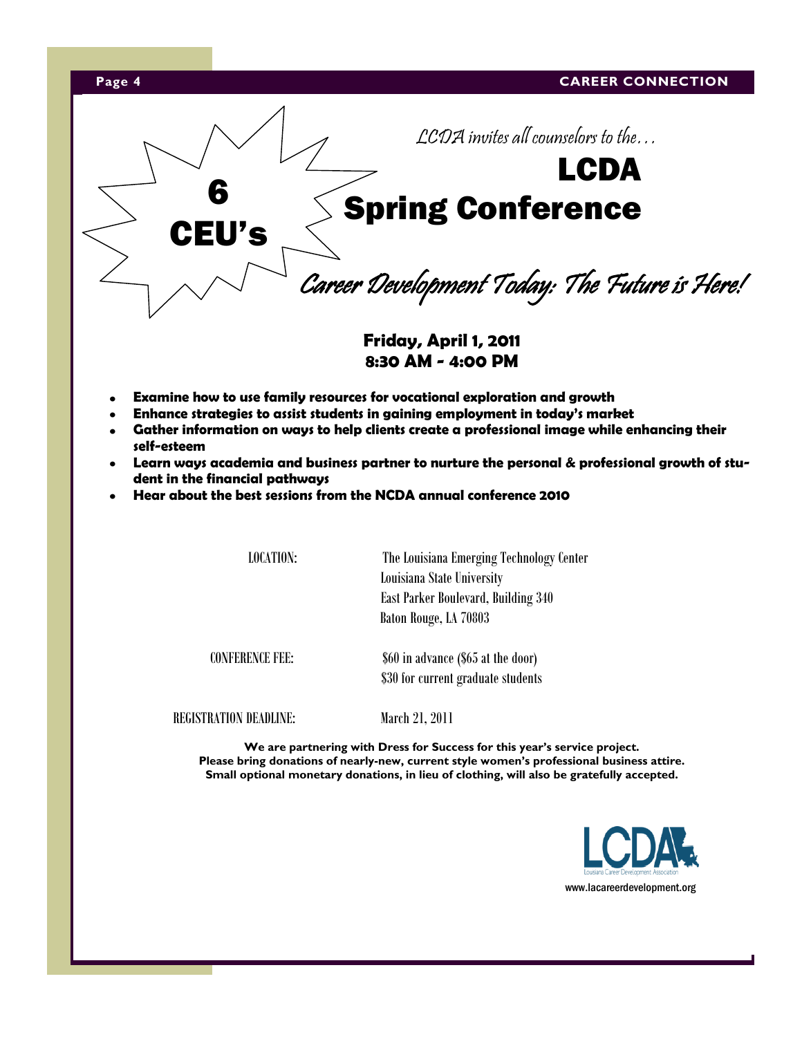**6 CEU's**

*LCDA invites all counselors to the…*

# LCDA Spring Conference

## *Career Development Today: The Future is Here!*

**Friday, April 1, 2011**
**8:30 AM - 4:00 PM**

- **Examine how to use family resources for vocational exploration and growth**
- **Enhance strategies to assist students in gaining employment in today's market**
- **Gather information on ways to help clients create a professional image while enhancing their self-esteem**
- **Learn ways academia and business partner to nurture the personal & professional growth of student in the financial pathways**
- **Hear about the best sessions from the NCDA annual conference 2010**

| | |
|---|---|
| LOCATION: | The Louisiana Emerging Technology Center<br>Louisiana State University<br>East Parker Boulevard, Building 340<br>Baton Rouge, LA 70803 |
| CONFERENCE FEE: | $60 in advance ($65 at the door)<br>$30 for current graduate students |
| REGISTRATION DEADLINE: | March 21, 2011 |

**We are partnering with Dress for Success for this year's service project.**
**Please bring donations of nearly-new, current style women's professional business attire.**
**Small optional monetary donations, in lieu of clothing, will also be gratefully accepted.**

LCDA
Louisiana Career Development Association
www.lacareerdevelopment.org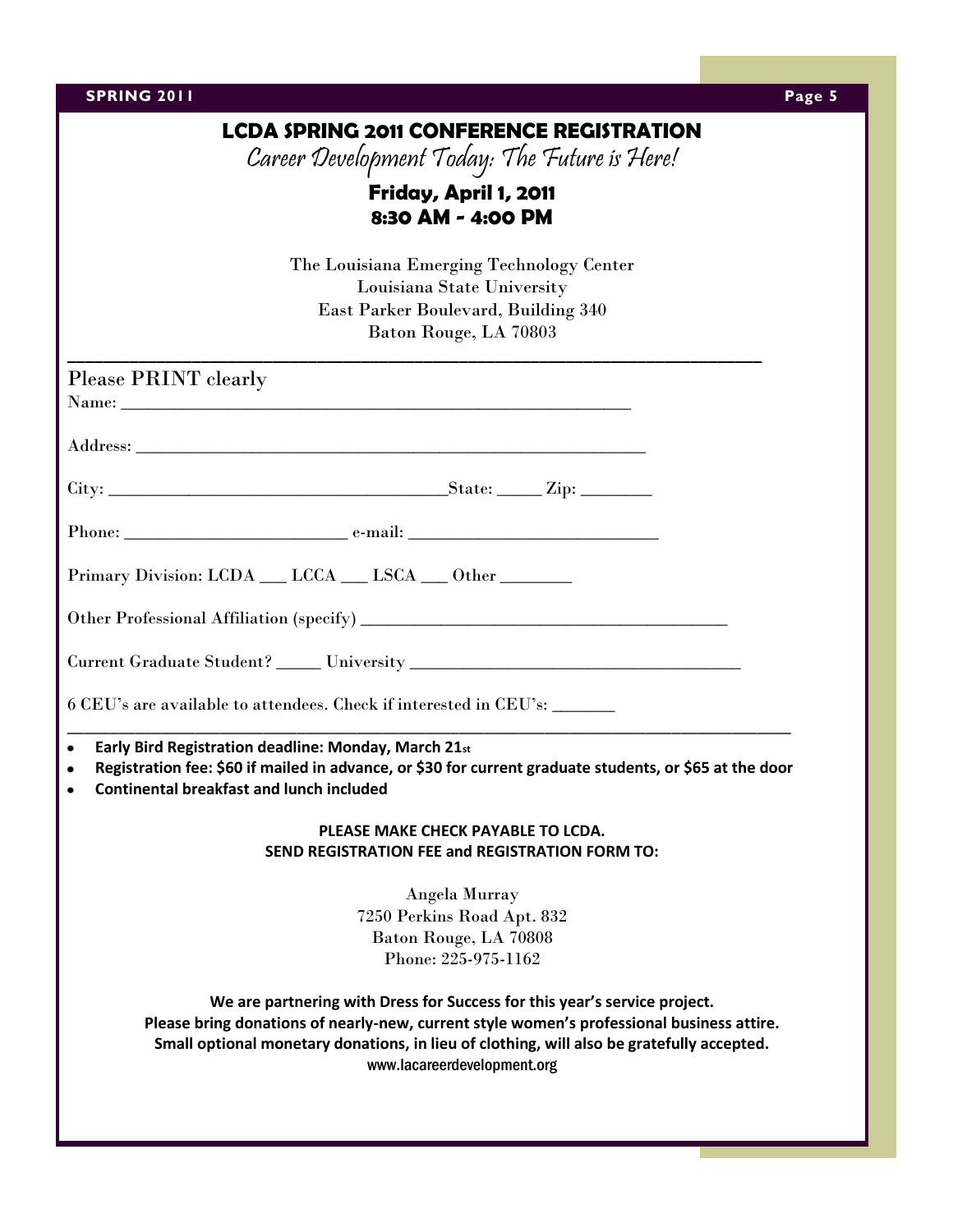## LCDA SPRING 2011 CONFERENCE REGISTRATION

*Career Development Today: The Future is Here!*

**Friday, April 1, 2011**
**8:30 AM - 4:00 PM**

The Louisiana Emerging Technology Center
Louisiana State University
East Parker Boulevard, Building 340
Baton Rouge, LA 70803

---

Please PRINT clearly

Name: ________________________________________________________

Address: ________________________________________________________

City: ____________________________________State: _____ Zip: ________

Phone: _________________________ e-mail: ___________________________

Primary Division: LCDA ___ LCCA ___ LSCA ___ Other ________

Other Professional Affiliation (specify) ________________________________________

Current Graduate Student? _____ University ____________________________________

6 CEU's are available to attendees. Check if interested in CEU's: _______

---

- **Early Bird Registration deadline: Monday, March 21st**
- **Registration fee: $60 if mailed in advance, or $30 for current graduate students, or $65 at the door**
- **Continental breakfast and lunch included**

**PLEASE MAKE CHECK PAYABLE TO LCDA.**
**SEND REGISTRATION FEE and REGISTRATION FORM TO:**

Angela Murray
7250 Perkins Road Apt. 832
Baton Rouge, LA 70808
Phone: 225-975-1162

**We are partnering with Dress for Success for this year's service project.**
**Please bring donations of nearly-new, current style women's professional business attire.**
**Small optional monetary donations, in lieu of clothing, will also be gratefully accepted.**

www.lacareerdevelopment.org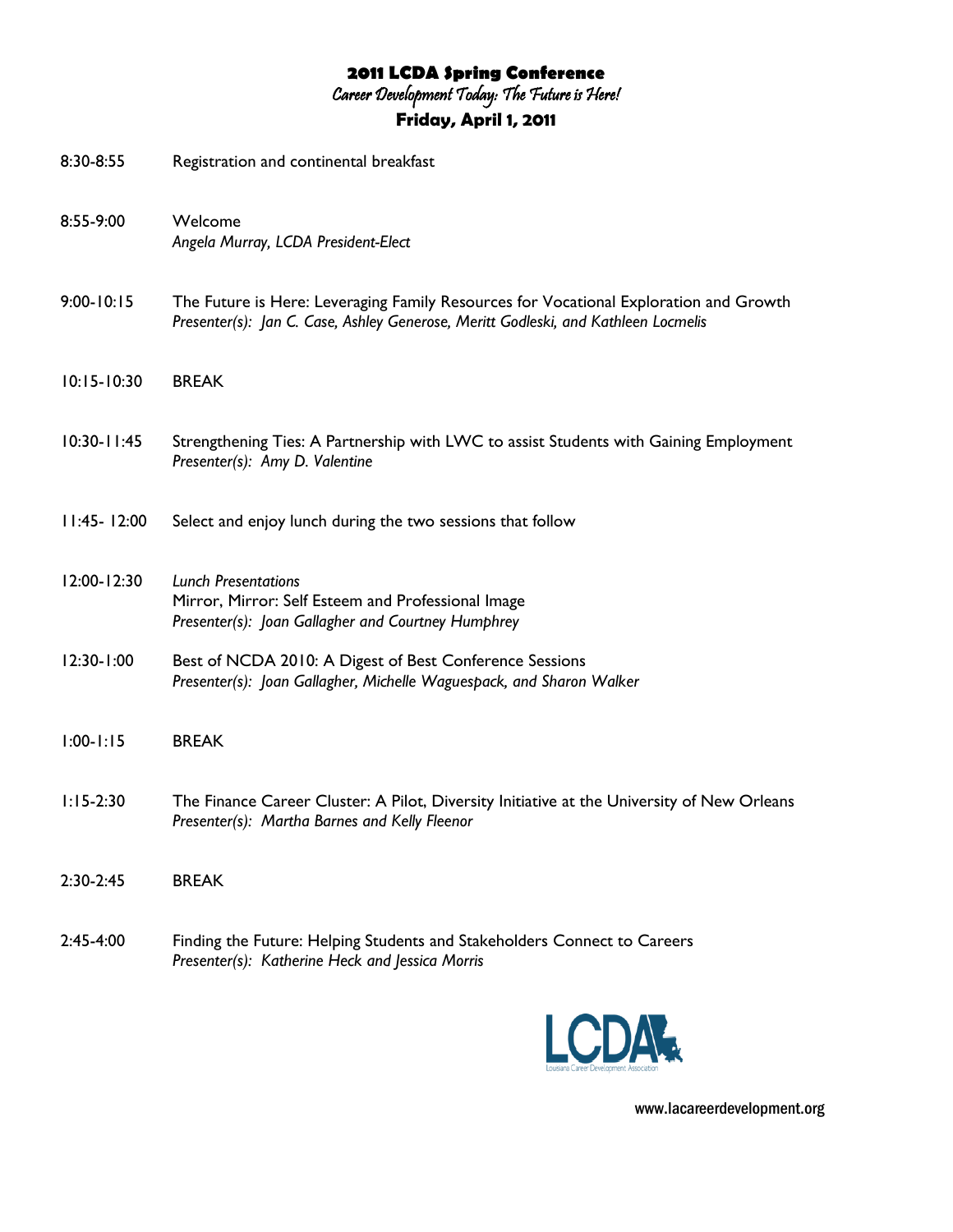# 2011 LCDA Spring Conference

## *Career Development Today: The Future is Here!*

## Friday, April 1, 2011

8:30-8:55 Registration and continental breakfast

8:55-9:00 Welcome
*Angela Murray, LCDA President-Elect*

9:00-10:15 The Future is Here: Leveraging Family Resources for Vocational Exploration and Growth
*Presenter(s): Jan C. Case, Ashley Generose, Meritt Godleski, and Kathleen Locmelis*

10:15-10:30 BREAK

10:30-11:45 Strengthening Ties: A Partnership with LWC to assist Students with Gaining Employment
*Presenter(s): Amy D. Valentine*

11:45- 12:00 Select and enjoy lunch during the two sessions that follow

12:00-12:30 *Lunch Presentations*
Mirror, Mirror: Self Esteem and Professional Image
*Presenter(s): Joan Gallagher and Courtney Humphrey*

12:30-1:00 Best of NCDA 2010: A Digest of Best Conference Sessions
*Presenter(s): Joan Gallagher, Michelle Waguespack, and Sharon Walker*

1:00-1:15 BREAK

1:15-2:30 The Finance Career Cluster: A Pilot, Diversity Initiative at the University of New Orleans
*Presenter(s): Martha Barnes and Kelly Fleenor*

2:30-2:45 BREAK

2:45-4:00 Finding the Future: Helping Students and Stakeholders Connect to Careers
*Presenter(s): Katherine Heck and Jessica Morris*

LCDA
Louisiana Career Development Association

www.lacareerdevelopment.org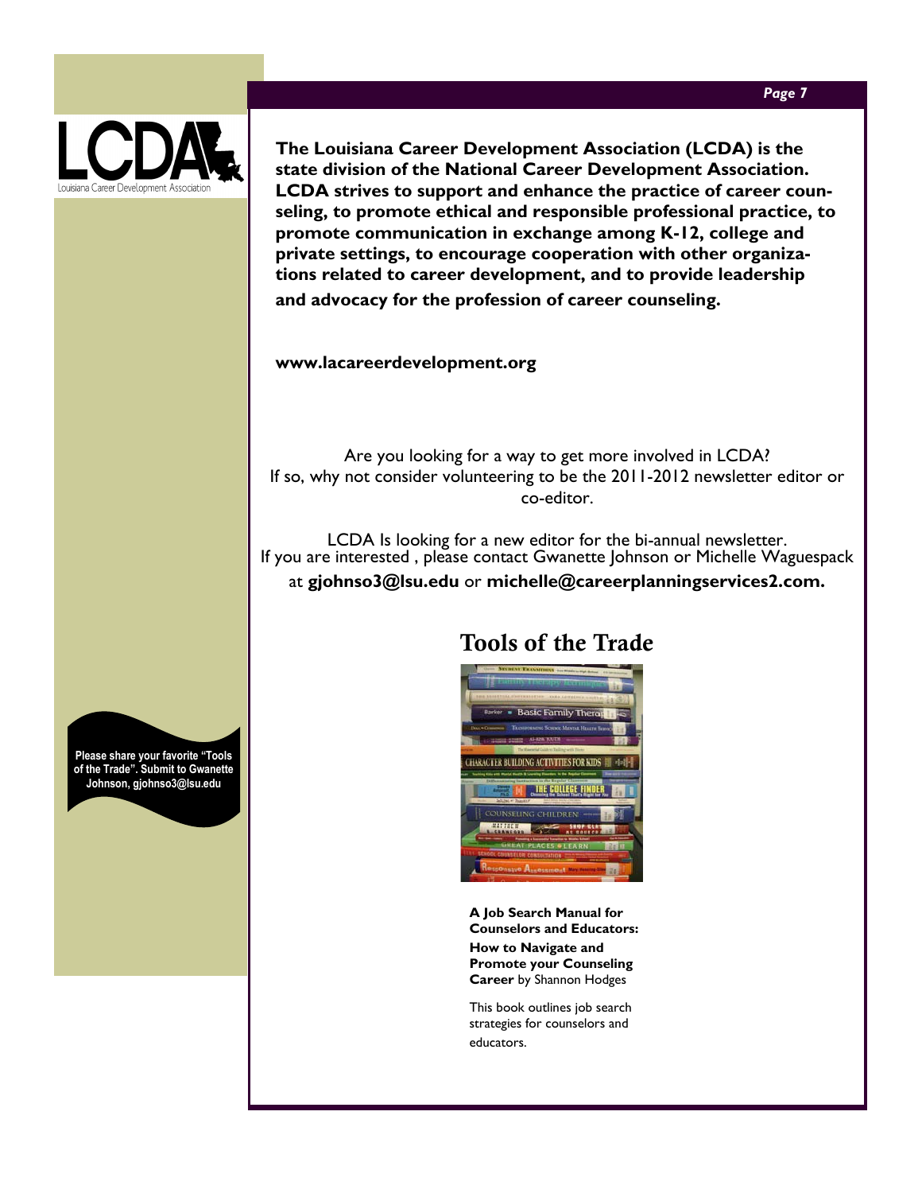LCDA

Louisiana Career Development Association

**The Louisiana Career Development Association (LCDA) is the state division of the National Career Development Association. LCDA strives to support and enhance the practice of career counseling, to promote ethical and responsible professional practice, to promote communication in exchange among K-12, college and private settings, to encourage cooperation with other organizations related to career development, and to provide leadership and advocacy for the profession of career counseling.**

**www.lacareerdevelopment.org**

Are you looking for a way to get more involved in LCDA?
If so, why not consider volunteering to be the 2011-2012 newsletter editor or co-editor.

LCDA Is looking for a new editor for the bi-annual newsletter.
If you are interested , please contact Gwanette Johnson or Michelle Waguespack at **gjohnso3@lsu.edu** or **michelle@careerplanningservices2.com.**

**Please share your favorite "Tools of the Trade". Submit to Gwanette Johnson, gjohnso3@lsu.edu**

## Tools of the Trade

**A Job Search Manual for Counselors and Educators: How to Navigate and Promote your Counseling Career** by Shannon Hodges

This book outlines job search strategies for counselors and educators.